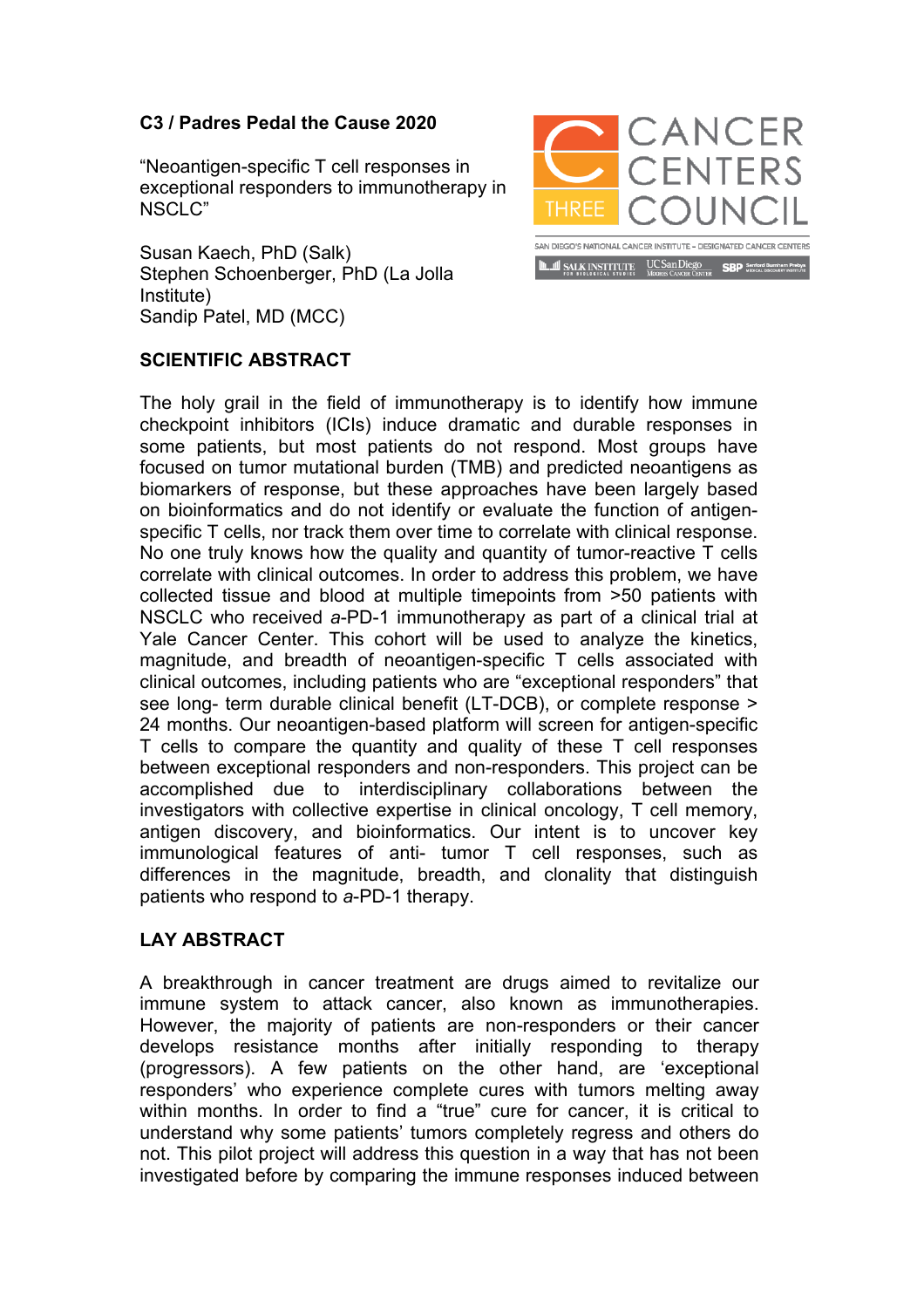**C3 / Padres Pedal the Cause 2020**

"Neoantigen-specific T cell responses in exceptional responders to immunotherapy in NSCLC"

Susan Kaech, PhD (Salk)
Stephen Schoenberger, PhD (La Jolla Institute)
Sandip Patel, MD (MCC)

## SCIENTIFIC ABSTRACT

The holy grail in the field of immunotherapy is to identify how immune checkpoint inhibitors (ICIs) induce dramatic and durable responses in some patients, but most patients do not respond. Most groups have focused on tumor mutational burden (TMB) and predicted neoantigens as biomarkers of response, but these approaches have been largely based on bioinformatics and do not identify or evaluate the function of antigen-specific T cells, nor track them over time to correlate with clinical response. No one truly knows how the quality and quantity of tumor-reactive T cells correlate with clinical outcomes. In order to address this problem, we have collected tissue and blood at multiple timepoints from >50 patients with NSCLC who received *a*-PD-1 immunotherapy as part of a clinical trial at Yale Cancer Center. This cohort will be used to analyze the kinetics, magnitude, and breadth of neoantigen-specific T cells associated with clinical outcomes, including patients who are "exceptional responders" that see long- term durable clinical benefit (LT-DCB), or complete response > 24 months. Our neoantigen-based platform will screen for antigen-specific T cells to compare the quantity and quality of these T cell responses between exceptional responders and non-responders. This project can be accomplished due to interdisciplinary collaborations between the investigators with collective expertise in clinical oncology, T cell memory, antigen discovery, and bioinformatics. Our intent is to uncover key immunological features of anti- tumor T cell responses, such as differences in the magnitude, breadth, and clonality that distinguish patients who respond to *a*-PD-1 therapy.

## LAY ABSTRACT

A breakthrough in cancer treatment are drugs aimed to revitalize our immune system to attack cancer, also known as immunotherapies. However, the majority of patients are non-responders or their cancer develops resistance months after initially responding to therapy (progressors). A few patients on the other hand, are 'exceptional responders' who experience complete cures with tumors melting away within months. In order to find a "true" cure for cancer, it is critical to understand why some patients' tumors completely regress and others do not. This pilot project will address this question in a way that has not been investigated before by comparing the immune responses induced between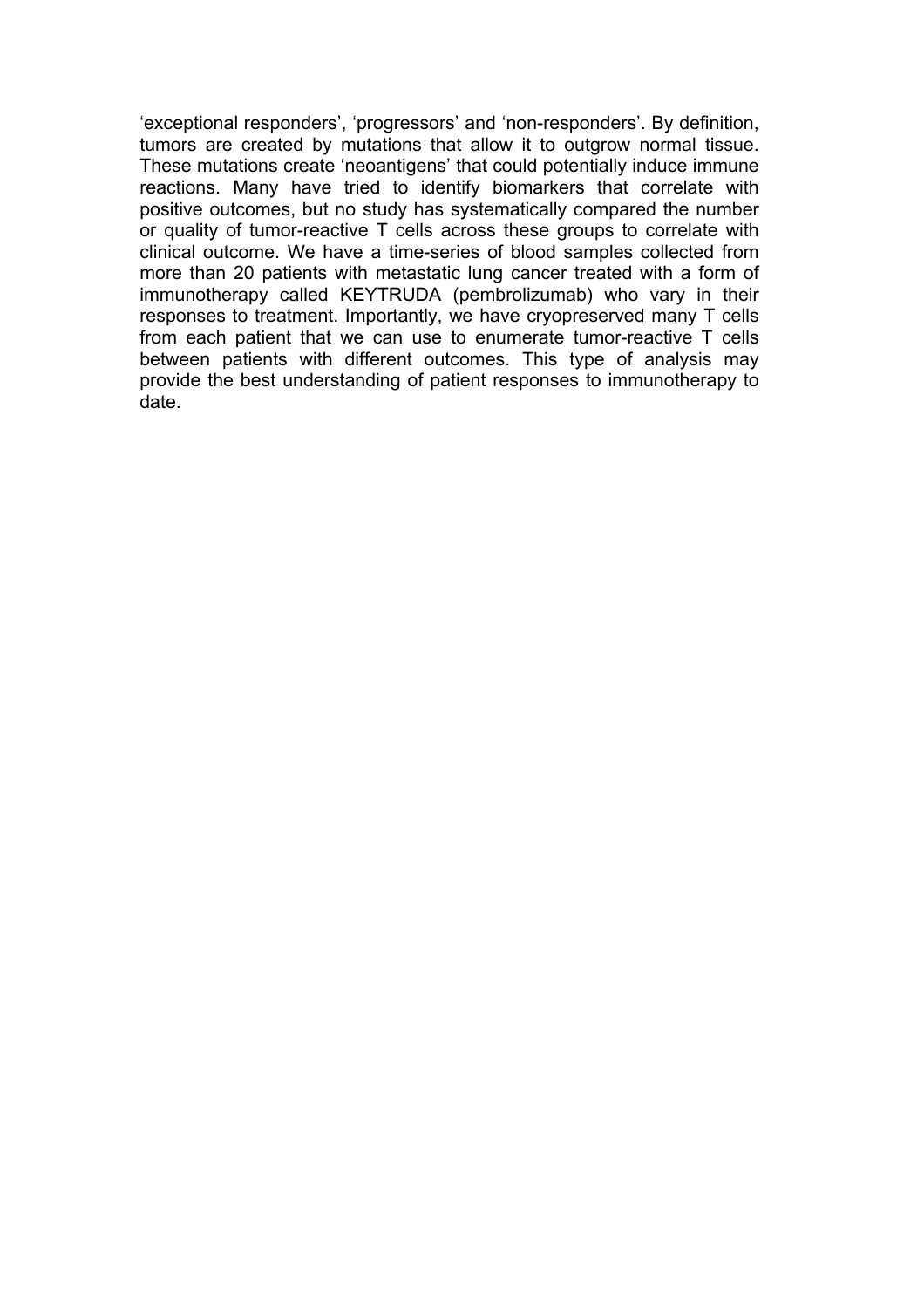'exceptional responders', 'progressors' and 'non-responders'. By definition, tumors are created by mutations that allow it to outgrow normal tissue. These mutations create 'neoantigens' that could potentially induce immune reactions. Many have tried to identify biomarkers that correlate with positive outcomes, but no study has systematically compared the number or quality of tumor-reactive T cells across these groups to correlate with clinical outcome. We have a time-series of blood samples collected from more than 20 patients with metastatic lung cancer treated with a form of immunotherapy called KEYTRUDA (pembrolizumab) who vary in their responses to treatment. Importantly, we have cryopreserved many T cells from each patient that we can use to enumerate tumor-reactive T cells between patients with different outcomes. This type of analysis may provide the best understanding of patient responses to immunotherapy to date.